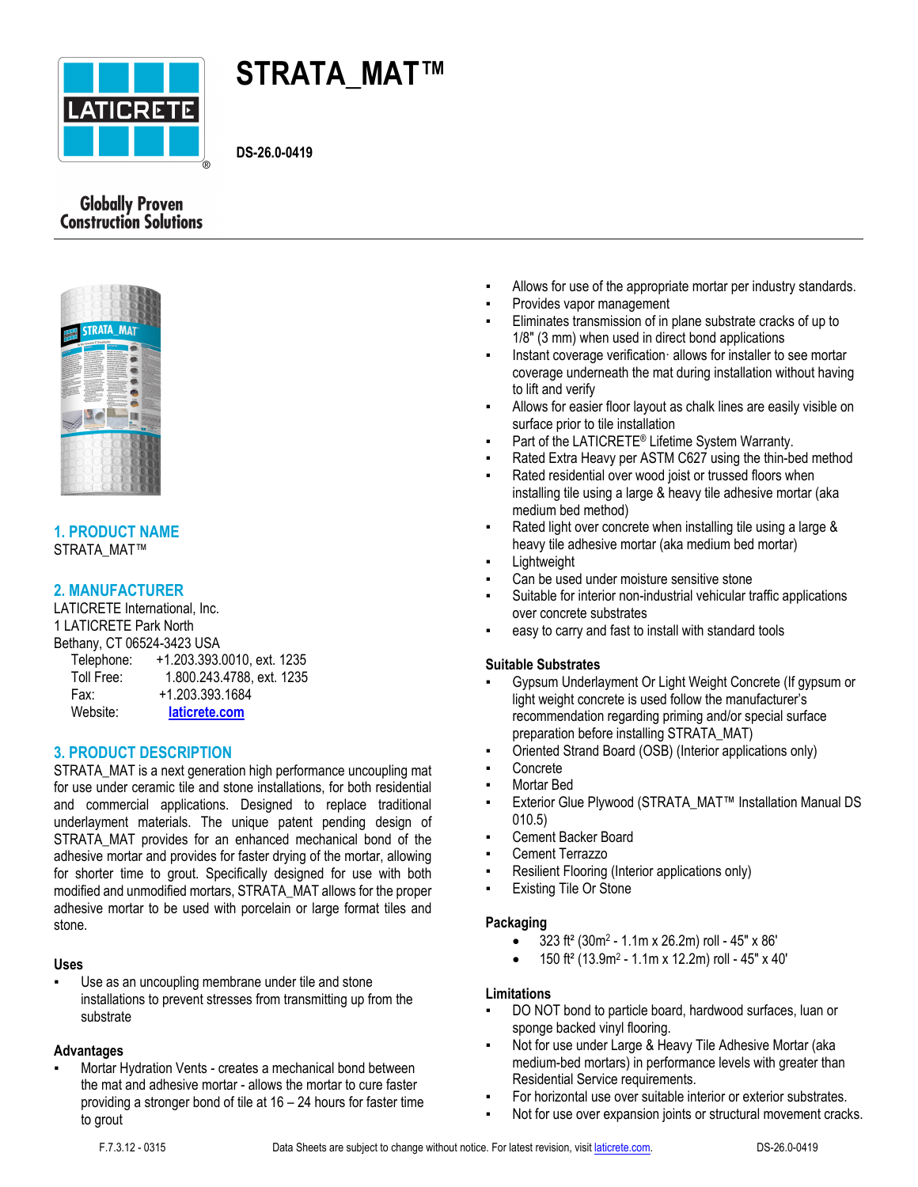# STRATA_MAT™

DS-26.0-0419

Globally Proven Construction Solutions

## 1. PRODUCT NAME

STRATA_MAT™

## 2. MANUFACTURER

LATICRETE International, Inc.
1 LATICRETE Park North
Bethany, CT 06524-3423 USA

| | |
|---|---|
| Telephone: | +1.203.393.0010, ext. 1235 |
| Toll Free: | 1.800.243.4788, ext. 1235 |
| Fax: | +1.203.393.1684 |
| Website: | **laticrete.com** |

## 3. PRODUCT DESCRIPTION

STRATA_MAT is a next generation high performance uncoupling mat for use under ceramic tile and stone installations, for both residential and commercial applications. Designed to replace traditional underlayment materials. The unique patent pending design of STRATA_MAT provides for an enhanced mechanical bond of the adhesive mortar and provides for faster drying of the mortar, allowing for shorter time to grout. Specifically designed for use with both modified and unmodified mortars, STRATA_MAT allows for the proper adhesive mortar to be used with porcelain or large format tiles and stone.

### Uses

- Use as an uncoupling membrane under tile and stone installations to prevent stresses from transmitting up from the substrate

### Advantages

- Mortar Hydration Vents - creates a mechanical bond between the mat and adhesive mortar - allows the mortar to cure faster providing a stronger bond of tile at 16 – 24 hours for faster time to grout
- Allows for use of the appropriate mortar per industry standards.
- Provides vapor management
- Eliminates transmission of in plane substrate cracks of up to 1/8" (3 mm) when used in direct bond applications
- Instant coverage verification· allows for installer to see mortar coverage underneath the mat during installation without having to lift and verify
- Allows for easier floor layout as chalk lines are easily visible on surface prior to tile installation
- Part of the LATICRETE® Lifetime System Warranty.
- Rated Extra Heavy per ASTM C627 using the thin-bed method
- Rated residential over wood joist or trussed floors when installing tile using a large & heavy tile adhesive mortar (aka medium bed method)
- Rated light over concrete when installing tile using a large & heavy tile adhesive mortar (aka medium bed mortar)
- Lightweight
- Can be used under moisture sensitive stone
- Suitable for interior non-industrial vehicular traffic applications over concrete substrates
- easy to carry and fast to install with standard tools

### Suitable Substrates

- Gypsum Underlayment Or Light Weight Concrete (If gypsum or light weight concrete is used follow the manufacturer's recommendation regarding priming and/or special surface preparation before installing STRATA_MAT)
- Oriented Strand Board (OSB) (Interior applications only)
- Concrete
- Mortar Bed
- Exterior Glue Plywood (STRATA_MAT™ Installation Manual DS 010.5)
- Cement Backer Board
- Cement Terrazzo
- Resilient Flooring (Interior applications only)
- Existing Tile Or Stone

### Packaging

- 323 ft² (30m² - 1.1m x 26.2m) roll - 45" x 86'
- 150 ft² (13.9m² - 1.1m x 12.2m) roll - 45" x 40'

### Limitations

- DO NOT bond to particle board, hardwood surfaces, luan or sponge backed vinyl flooring.
- Not for use under Large & Heavy Tile Adhesive Mortar (aka medium-bed mortars) in performance levels with greater than Residential Service requirements.
- For horizontal use over suitable interior or exterior substrates.
- Not for use over expansion joints or structural movement cracks.

F.7.3.12 - 0315 Data Sheets are subject to change without notice. For latest revision, visit laticrete.com.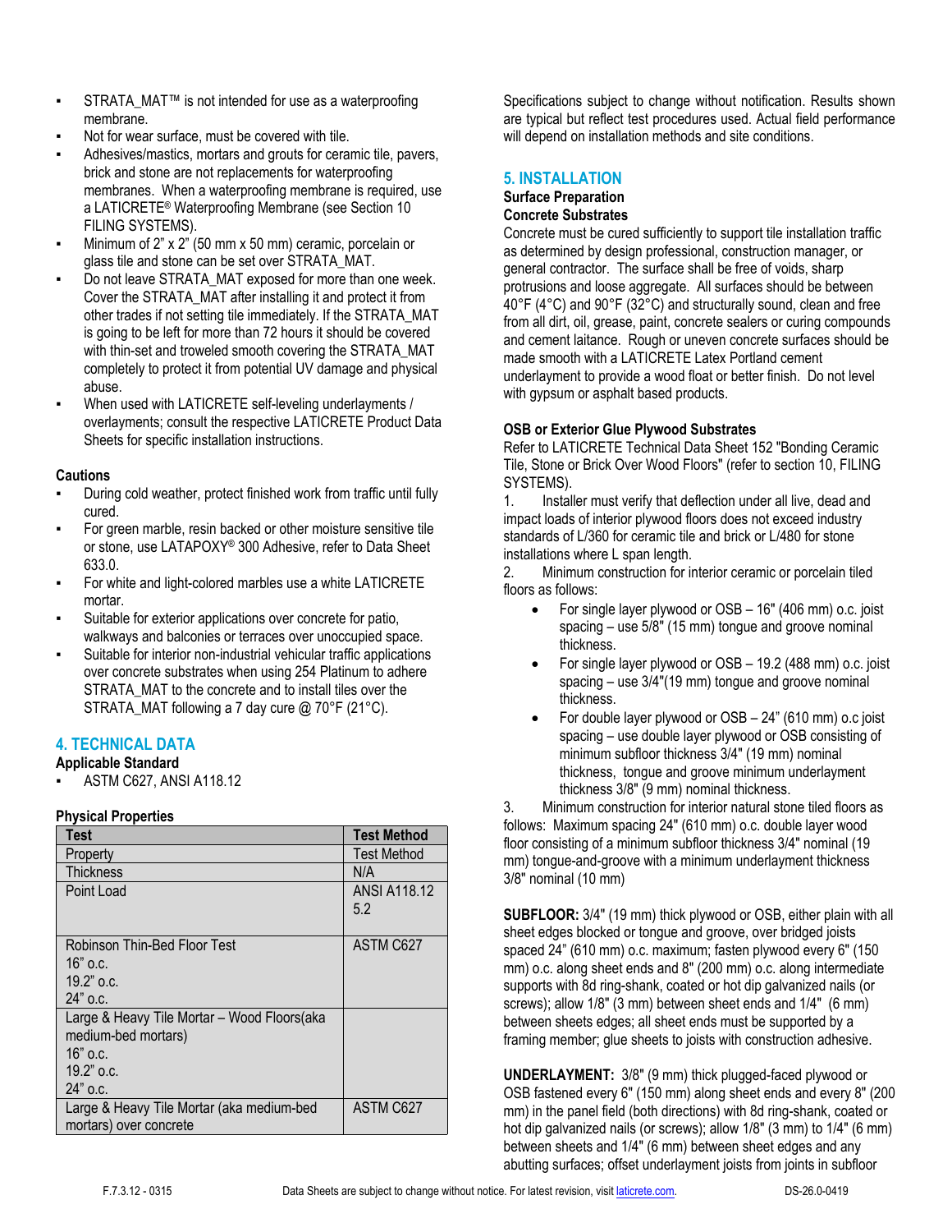- STRATA_MAT™ is not intended for use as a waterproofing membrane.
- Not for wear surface, must be covered with tile.
- Adhesives/mastics, mortars and grouts for ceramic tile, pavers, brick and stone are not replacements for waterproofing membranes. When a waterproofing membrane is required, use a LATICRETE® Waterproofing Membrane (see Section 10 FILING SYSTEMS).
- Minimum of 2" x 2" (50 mm x 50 mm) ceramic, porcelain or glass tile and stone can be set over STRATA_MAT.
- Do not leave STRATA_MAT exposed for more than one week. Cover the STRATA_MAT after installing it and protect it from other trades if not setting tile immediately. If the STRATA_MAT is going to be left for more than 72 hours it should be covered with thin-set and troweled smooth covering the STRATA_MAT completely to protect it from potential UV damage and physical abuse.
- When used with LATICRETE self-leveling underlayments / overlayments; consult the respective LATICRETE Product Data Sheets for specific installation instructions.

**Cautions**

- During cold weather, protect finished work from traffic until fully cured.
- For green marble, resin backed or other moisture sensitive tile or stone, use LATAPOXY® 300 Adhesive, refer to Data Sheet 633.0.
- For white and light-colored marbles use a white LATICRETE mortar.
- Suitable for exterior applications over concrete for patio, walkways and balconies or terraces over unoccupied space.
- Suitable for interior non-industrial vehicular traffic applications over concrete substrates when using 254 Platinum to adhere STRATA_MAT to the concrete and to install tiles over the STRATA_MAT following a 7 day cure @ 70°F (21°C).

## 4. TECHNICAL DATA

**Applicable Standard**

- ASTM C627, ANSI A118.12

**Physical Properties**

| Test | Test Method |
|---|---|
| Property | Test Method |
| Thickness | N/A |
| Point Load | ANSI A118.12 5.2 |
| Robinson Thin-Bed Floor Test<br>16" o.c.<br>19.2" o.c.<br>24" o.c. | ASTM C627 |
| Large & Heavy Tile Mortar – Wood Floors(aka medium-bed mortars)<br>16" o.c.<br>19.2" o.c.<br>24" o.c. | |
| Large & Heavy Tile Mortar (aka medium-bed mortars) over concrete | ASTM C627 |

Specifications subject to change without notification. Results shown are typical but reflect test procedures used. Actual field performance will depend on installation methods and site conditions.

## 5. INSTALLATION

**Surface Preparation**

**Concrete Substrates**

Concrete must be cured sufficiently to support tile installation traffic as determined by design professional, construction manager, or general contractor. The surface shall be free of voids, sharp protrusions and loose aggregate. All surfaces should be between 40°F (4°C) and 90°F (32°C) and structurally sound, clean and free from all dirt, oil, grease, paint, concrete sealers or curing compounds and cement laitance. Rough or uneven concrete surfaces should be made smooth with a LATICRETE Latex Portland cement underlayment to provide a wood float or better finish. Do not level with gypsum or asphalt based products.

**OSB or Exterior Glue Plywood Substrates**

Refer to LATICRETE Technical Data Sheet 152 "Bonding Ceramic Tile, Stone or Brick Over Wood Floors" (refer to section 10, FILING SYSTEMS).

1. Installer must verify that deflection under all live, dead and impact loads of interior plywood floors does not exceed industry standards of L/360 for ceramic tile and brick or L/480 for stone installations where L span length.
2. Minimum construction for interior ceramic or porcelain tiled floors as follows:
   - For single layer plywood or OSB – 16" (406 mm) o.c. joist spacing – use 5/8" (15 mm) tongue and groove nominal thickness.
   - For single layer plywood or OSB – 19.2 (488 mm) o.c. joist spacing – use 3/4"(19 mm) tongue and groove nominal thickness.
   - For double layer plywood or OSB – 24" (610 mm) o.c joist spacing – use double layer plywood or OSB consisting of minimum subfloor thickness 3/4" (19 mm) nominal thickness, tongue and groove minimum underlayment thickness 3/8" (9 mm) nominal thickness.
3. Minimum construction for interior natural stone tiled floors as follows: Maximum spacing 24" (610 mm) o.c. double layer wood floor consisting of a minimum subfloor thickness 3/4" nominal (19 mm) tongue-and-groove with a minimum underlayment thickness 3/8" nominal (10 mm)

**SUBFLOOR:** 3/4" (19 mm) thick plywood or OSB, either plain with all sheet edges blocked or tongue and groove, over bridged joists spaced 24" (610 mm) o.c. maximum; fasten plywood every 6" (150 mm) o.c. along sheet ends and 8" (200 mm) o.c. along intermediate supports with 8d ring-shank, coated or hot dip galvanized nails (or screws); allow 1/8" (3 mm) between sheet ends and 1/4" (6 mm) between sheets edges; all sheet ends must be supported by a framing member; glue sheets to joists with construction adhesive.

**UNDERLAYMENT:** 3/8" (9 mm) thick plugged-faced plywood or OSB fastened every 6" (150 mm) along sheet ends and every 8" (200 mm) in the panel field (both directions) with 8d ring-shank, coated or hot dip galvanized nails (or screws); allow 1/8" (3 mm) to 1/4" (6 mm) between sheets and 1/4" (6 mm) between sheet edges and any abutting surfaces; offset underlayment joists from joints in subfloor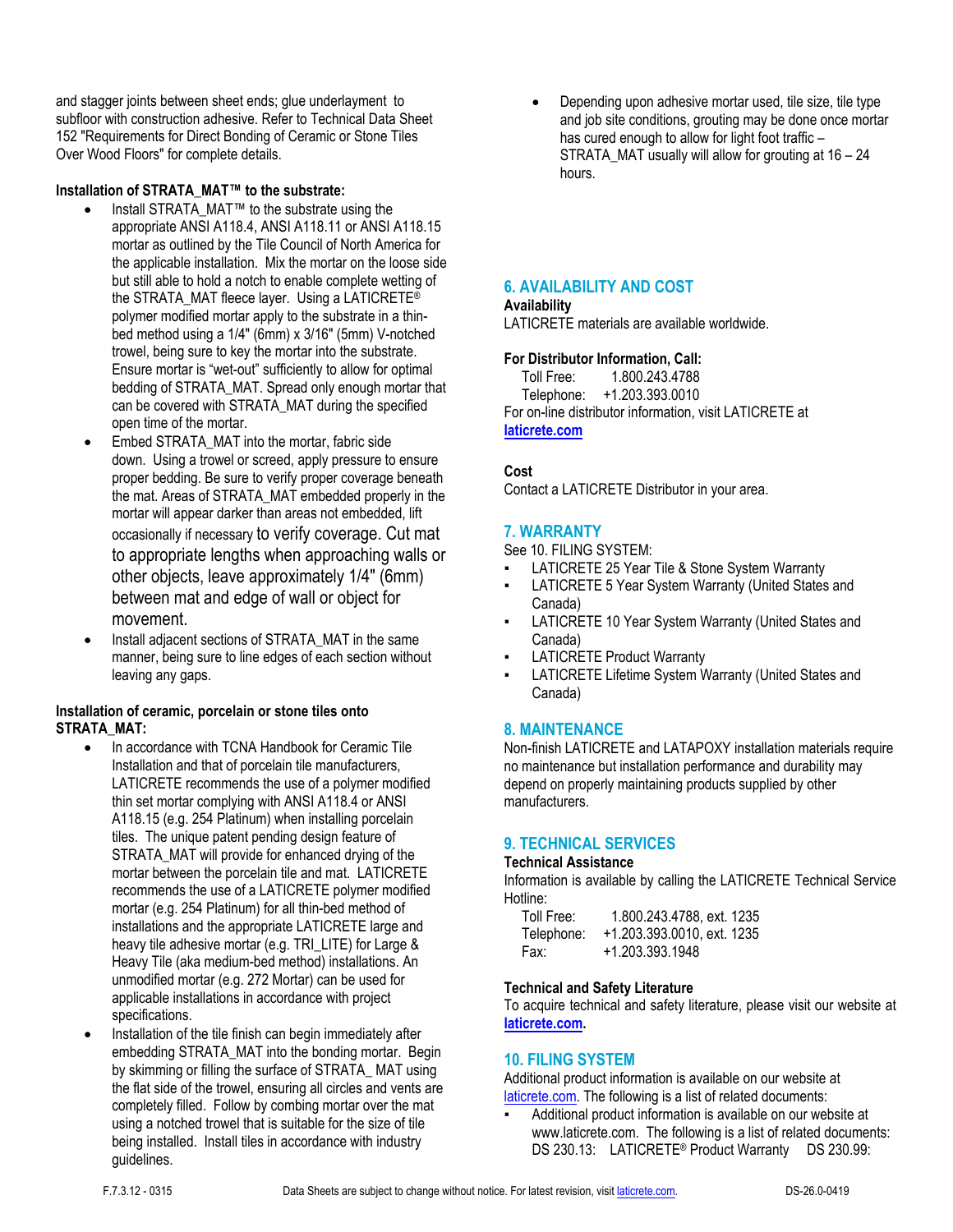and stagger joints between sheet ends; glue underlayment to subfloor with construction adhesive. Refer to Technical Data Sheet 152 "Requirements for Direct Bonding of Ceramic or Stone Tiles Over Wood Floors" for complete details.

**Installation of STRATA_MAT™ to the substrate:**

- Install STRATA_MAT™ to the substrate using the appropriate ANSI A118.4, ANSI A118.11 or ANSI A118.15 mortar as outlined by the Tile Council of North America for the applicable installation. Mix the mortar on the loose side but still able to hold a notch to enable complete wetting of the STRATA_MAT fleece layer. Using a LATICRETE® polymer modified mortar apply to the substrate in a thin-bed method using a 1/4" (6mm) x 3/16" (5mm) V-notched trowel, being sure to key the mortar into the substrate. Ensure mortar is "wet-out" sufficiently to allow for optimal bedding of STRATA_MAT. Spread only enough mortar that can be covered with STRATA_MAT during the specified open time of the mortar.
- Embed STRATA_MAT into the mortar, fabric side down. Using a trowel or screed, apply pressure to ensure proper bedding. Be sure to verify proper coverage beneath the mat. Areas of STRATA_MAT embedded properly in the mortar will appear darker than areas not embedded, lift occasionally if necessary to verify coverage. Cut mat to appropriate lengths when approaching walls or other objects, leave approximately 1/4" (6mm) between mat and edge of wall or object for movement.
- Install adjacent sections of STRATA_MAT in the same manner, being sure to line edges of each section without leaving any gaps.

**Installation of ceramic, porcelain or stone tiles onto STRATA_MAT:**

- In accordance with TCNA Handbook for Ceramic Tile Installation and that of porcelain tile manufacturers, LATICRETE recommends the use of a polymer modified thin set mortar complying with ANSI A118.4 or ANSI A118.15 (e.g. 254 Platinum) when installing porcelain tiles. The unique patent pending design feature of STRATA_MAT will provide for enhanced drying of the mortar between the porcelain tile and mat. LATICRETE recommends the use of a LATICRETE polymer modified mortar (e.g. 254 Platinum) for all thin-bed method of installations and the appropriate LATICRETE large and heavy tile adhesive mortar (e.g. TRI_LITE) for Large & Heavy Tile (aka medium-bed method) installations. An unmodified mortar (e.g. 272 Mortar) can be used for applicable installations in accordance with project specifications.
- Installation of the tile finish can begin immediately after embedding STRATA_MAT into the bonding mortar. Begin by skimming or filling the surface of STRATA_ MAT using the flat side of the trowel, ensuring all circles and vents are completely filled. Follow by combing mortar over the mat using a notched trowel that is suitable for the size of tile being installed. Install tiles in accordance with industry guidelines.
- Depending upon adhesive mortar used, tile size, tile type and job site conditions, grouting may be done once mortar has cured enough to allow for light foot traffic – STRATA_MAT usually will allow for grouting at 16 – 24 hours.

## 6. AVAILABILITY AND COST

**Availability**

LATICRETE materials are available worldwide.

**For Distributor Information, Call:**

Toll Free: 1.800.243.4788
Telephone: +1.203.393.0010

For on-line distributor information, visit LATICRETE at **laticrete.com**

**Cost**

Contact a LATICRETE Distributor in your area.

## 7. WARRANTY

See 10. FILING SYSTEM:

- LATICRETE 25 Year Tile & Stone System Warranty
- LATICRETE 5 Year System Warranty (United States and Canada)
- LATICRETE 10 Year System Warranty (United States and Canada)
- LATICRETE Product Warranty
- LATICRETE Lifetime System Warranty (United States and Canada)

## 8. MAINTENANCE

Non-finish LATICRETE and LATAPOXY installation materials require no maintenance but installation performance and durability may depend on properly maintaining products supplied by other manufacturers.

## 9. TECHNICAL SERVICES

**Technical Assistance**

Information is available by calling the LATICRETE Technical Service Hotline:

Toll Free: 1.800.243.4788, ext. 1235
Telephone: +1.203.393.0010, ext. 1235
Fax: +1.203.393.1948

**Technical and Safety Literature**

To acquire technical and safety literature, please visit our website at **laticrete.com.**

## 10. FILING SYSTEM

Additional product information is available on our website at laticrete.com. The following is a list of related documents:

- Additional product information is available on our website at www.laticrete.com. The following is a list of related documents: DS 230.13: LATICRETE® Product Warranty DS 230.99: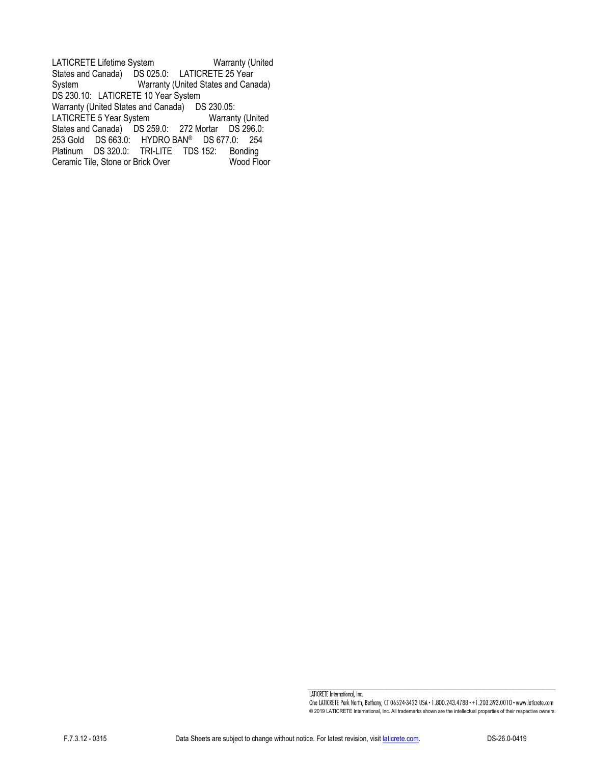LATICRETE Lifetime System Warranty (United States and Canada) DS 025.0: LATICRETE 25 Year System Warranty (United States and Canada) DS 230.10: LATICRETE 10 Year System Warranty (United States and Canada) DS 230.05: LATICRETE 5 Year System Warranty (United States and Canada) DS 259.0: 272 Mortar DS 296.0: 253 Gold DS 663.0: HYDRO BAN® DS 677.0: 254 Platinum DS 320.0: TRI-LITE TDS 152: Bonding Ceramic Tile, Stone or Brick Over Wood Floor

LATICRETE International, Inc.
One LATICRETE Park North, Bethany, CT 06524-3423 USA • 1.800.243.4788 • +1.203.393.0010 • www.laticrete.com
© 2019 LATICRETE International, Inc. All trademarks shown are the intellectual properties of their respective owners.

F.7.3.12 - 0315 Data Sheets are subject to change without notice. For latest revision, visit laticrete.com. DS-26.0-0419